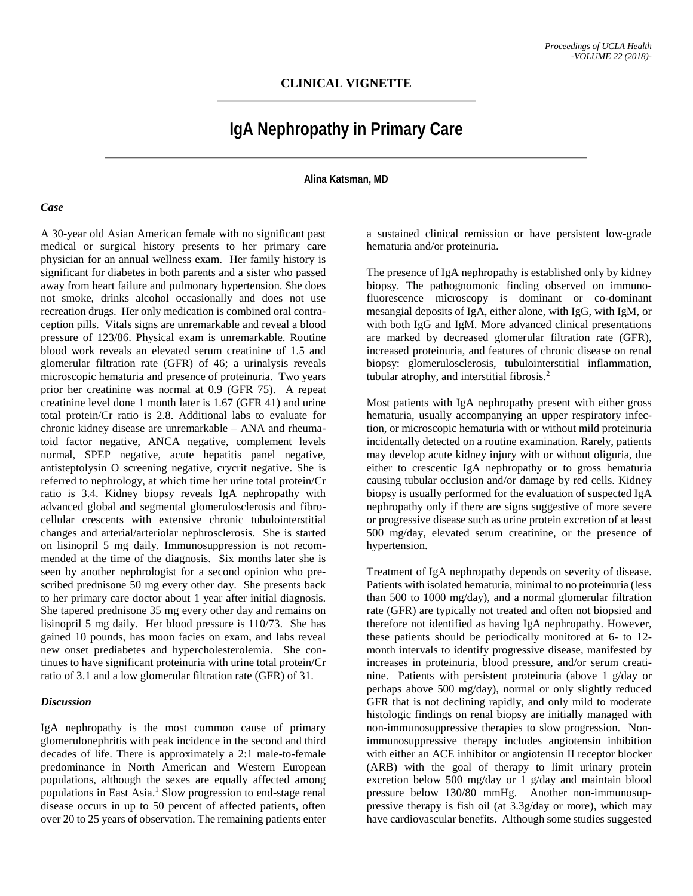**CLINICAL VIGNETTE**

# IgA Nephropathy in Primary Care

**Alina Katsman, MD**

### *Case*

A 30-year old Asian American female with no significant past medical or surgical history presents to her primary care physician for an annual wellness exam. Her family history is significant for diabetes in both parents and a sister who passed away from heart failure and pulmonary hypertension. She does not smoke, drinks alcohol occasionally and does not use recreation drugs. Her only medication is combined oral contraception pills. Vitals signs are unremarkable and reveal a blood pressure of 123/86. Physical exam is unremarkable. Routine blood work reveals an elevated serum creatinine of 1.5 and glomerular filtration rate (GFR) of 46; a urinalysis reveals microscopic hematuria and presence of proteinuria. Two years prior her creatinine was normal at 0.9 (GFR 75). A repeat creatinine level done 1 month later is 1.67 (GFR 41) and urine total protein/Cr ratio is 2.8. Additional labs to evaluate for chronic kidney disease are unremarkable – ANA and rheumatoid factor negative, ANCA negative, complement levels normal, SPEP negative, acute hepatitis panel negative, antisteptolysin O screening negative, crycrit negative. She is referred to nephrology, at which time her urine total protein/Cr ratio is 3.4. Kidney biopsy reveals IgA nephropathy with advanced global and segmental glomerulosclerosis and fibrocellular crescents with extensive chronic tubulointerstitial changes and arterial/arteriolar nephrosclerosis. She is started on lisinopril 5 mg daily. Immunosuppression is not recommended at the time of the diagnosis. Six months later she is seen by another nephrologist for a second opinion who prescribed prednisone 50 mg every other day. She presents back to her primary care doctor about 1 year after initial diagnosis. She tapered prednisone 35 mg every other day and remains on lisinopril 5 mg daily. Her blood pressure is 110/73. She has gained 10 pounds, has moon facies on exam, and labs reveal new onset prediabetes and hypercholesterolemia. She continues to have significant proteinuria with urine total protein/Cr ratio of 3.1 and a low glomerular filtration rate (GFR) of 31.

### *Discussion*

IgA nephropathy is the most common cause of primary glomerulonephritis with peak incidence in the second and third decades of life. There is approximately a 2:1 male-to-female predominance in North American and Western European populations, although the sexes are equally affected among populations in East Asia.[1] Slow progression to end-stage renal disease occurs in up to 50 percent of affected patients, often over 20 to 25 years of observation. The remaining patients enter a sustained clinical remission or have persistent low-grade hematuria and/or proteinuria.

The presence of IgA nephropathy is established only by kidney biopsy. The pathognomonic finding observed on immunofluorescence microscopy is dominant or co-dominant mesangial deposits of IgA, either alone, with IgG, with IgM, or with both IgG and IgM. More advanced clinical presentations are marked by decreased glomerular filtration rate (GFR), increased proteinuria, and features of chronic disease on renal biopsy: glomerulosclerosis, tubulointerstitial inflammation, tubular atrophy, and interstitial fibrosis.[2]

Most patients with IgA nephropathy present with either gross hematuria, usually accompanying an upper respiratory infection, or microscopic hematuria with or without mild proteinuria incidentally detected on a routine examination. Rarely, patients may develop acute kidney injury with or without oliguria, due either to crescentic IgA nephropathy or to gross hematuria causing tubular occlusion and/or damage by red cells. Kidney biopsy is usually performed for the evaluation of suspected IgA nephropathy only if there are signs suggestive of more severe or progressive disease such as urine protein excretion of at least 500 mg/day, elevated serum creatinine, or the presence of hypertension.

Treatment of IgA nephropathy depends on severity of disease. Patients with isolated hematuria, minimal to no proteinuria (less than 500 to 1000 mg/day), and a normal glomerular filtration rate (GFR) are typically not treated and often not biopsied and therefore not identified as having IgA nephropathy. However, these patients should be periodically monitored at 6- to 12-month intervals to identify progressive disease, manifested by increases in proteinuria, blood pressure, and/or serum creatinine. Patients with persistent proteinuria (above 1 g/day or perhaps above 500 mg/day), normal or only slightly reduced GFR that is not declining rapidly, and only mild to moderate histologic findings on renal biopsy are initially managed with non-immunosuppressive therapies to slow progression. Non-immunosuppressive therapy includes angiotensin inhibition with either an ACE inhibitor or angiotensin II receptor blocker (ARB) with the goal of therapy to limit urinary protein excretion below 500 mg/day or 1 g/day and maintain blood pressure below 130/80 mmHg. Another non-immunosuppressive therapy is fish oil (at 3.3g/day or more), which may have cardiovascular benefits. Although some studies suggested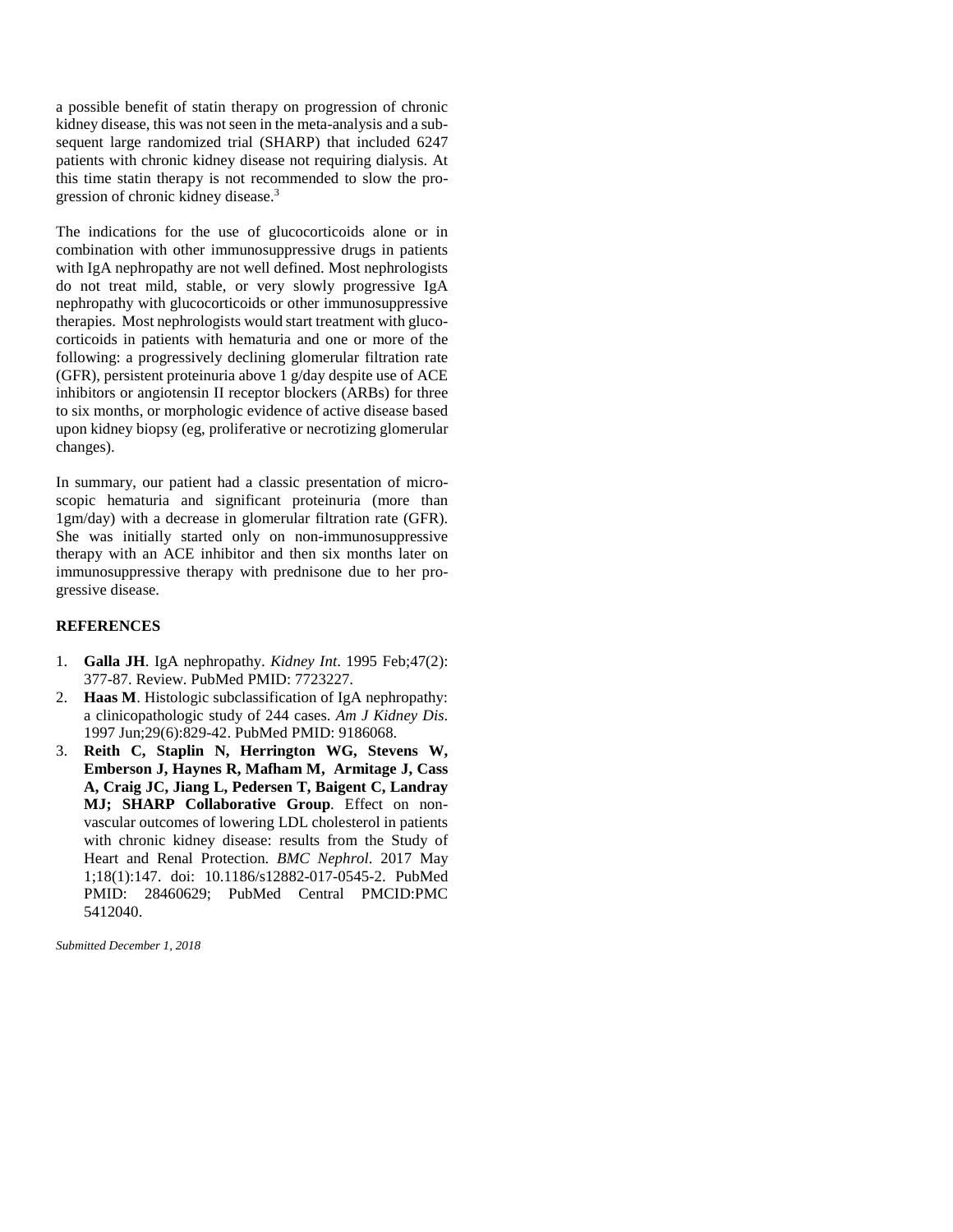a possible benefit of statin therapy on progression of chronic kidney disease, this was not seen in the meta-analysis and a subsequent large randomized trial (SHARP) that included 6247 patients with chronic kidney disease not requiring dialysis. At this time statin therapy is not recommended to slow the progression of chronic kidney disease.[3]

The indications for the use of glucocorticoids alone or in combination with other immunosuppressive drugs in patients with IgA nephropathy are not well defined. Most nephrologists do not treat mild, stable, or very slowly progressive IgA nephropathy with glucocorticoids or other immunosuppressive therapies. Most nephrologists would start treatment with glucocorticoids in patients with hematuria and one or more of the following: a progressively declining glomerular filtration rate (GFR), persistent proteinuria above 1 g/day despite use of ACE inhibitors or angiotensin II receptor blockers (ARBs) for three to six months, or morphologic evidence of active disease based upon kidney biopsy (eg, proliferative or necrotizing glomerular changes).

In summary, our patient had a classic presentation of microscopic hematuria and significant proteinuria (more than 1gm/day) with a decrease in glomerular filtration rate (GFR). She was initially started only on non-immunosuppressive therapy with an ACE inhibitor and then six months later on immunosuppressive therapy with prednisone due to her progressive disease.

## REFERENCES

1. **Galla JH**. IgA nephropathy. *Kidney Int*. 1995 Feb;47(2): 377-87. Review. PubMed PMID: 7723227.
2. **Haas M**. Histologic subclassification of IgA nephropathy: a clinicopathologic study of 244 cases. *Am J Kidney Dis*. 1997 Jun;29(6):829-42. PubMed PMID: 9186068.
3. **Reith C, Staplin N, Herrington WG, Stevens W, Emberson J, Haynes R, Mafham M, Armitage J, Cass A, Craig JC, Jiang L, Pedersen T, Baigent C, Landray MJ; SHARP Collaborative Group**. Effect on non-vascular outcomes of lowering LDL cholesterol in patients with chronic kidney disease: results from the Study of Heart and Renal Protection. *BMC Nephrol*. 2017 May 1;18(1):147. doi: 10.1186/s12882-017-0545-2. PubMed PMID: 28460629; PubMed Central PMCID:PMC 5412040.

*Submitted December 1, 2018*